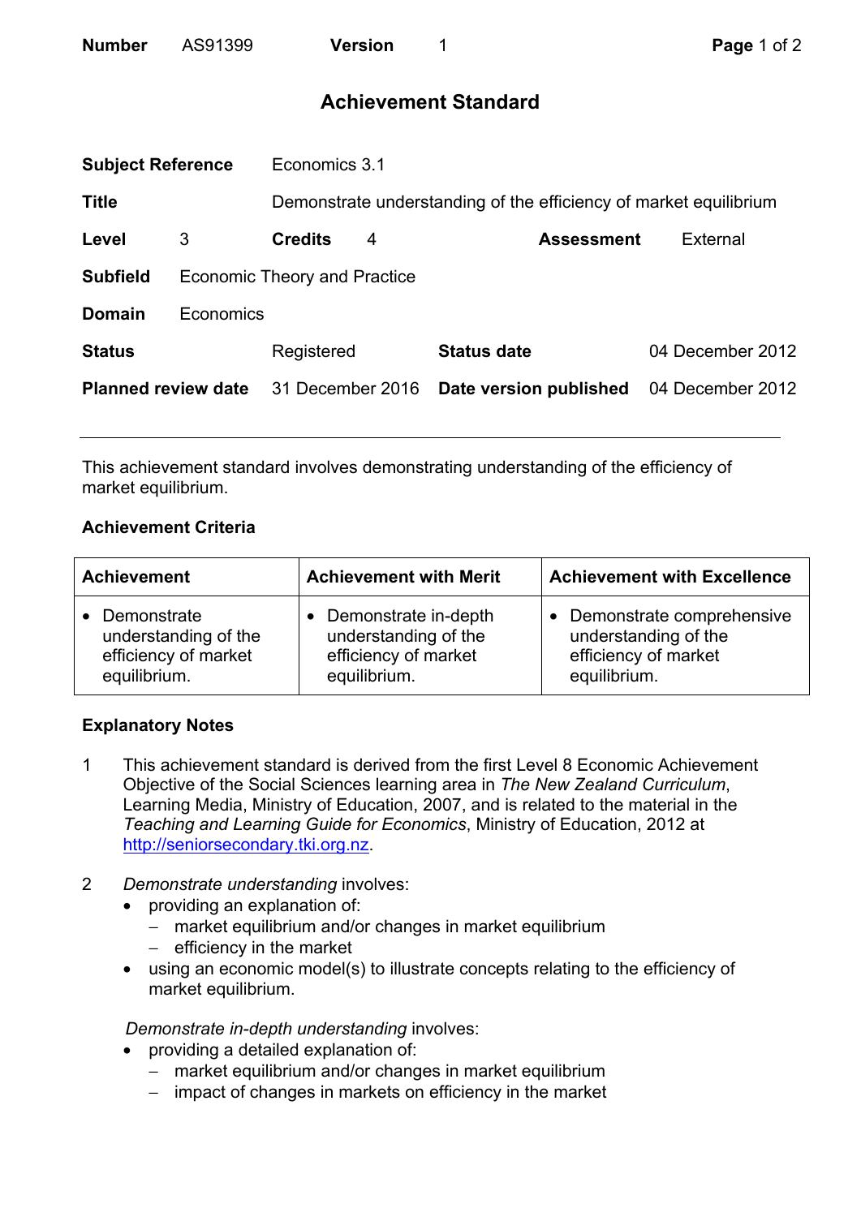| **Number** | AS91399 | **Version** | 1 |
|---|---|---|---|

# Achievement Standard

| | | | |
|---|---|---|---|
| **Subject Reference** | Economics 3.1 | | |
| **Title** | Demonstrate understanding of the efficiency of market equilibrium | | |
| **Level** 3 | **Credits** 4 | **Assessment** | External |
| **Subfield** | Economic Theory and Practice | | |
| **Domain** | Economics | | |
| **Status** | Registered | **Status date** | 04 December 2012 |
| **Planned review date** | 31 December 2016 | **Date version published** | 04 December 2012 |

---

This achievement standard involves demonstrating understanding of the efficiency of market equilibrium.

### Achievement Criteria

| Achievement | Achievement with Merit | Achievement with Excellence |
|---|---|---|
| • Demonstrate understanding of the efficiency of market equilibrium. | • Demonstrate in-depth understanding of the efficiency of market equilibrium. | • Demonstrate comprehensive understanding of the efficiency of market equilibrium. |

### Explanatory Notes

1. This achievement standard is derived from the first Level 8 Economic Achievement Objective of the Social Sciences learning area in *The New Zealand Curriculum*, Learning Media, Ministry of Education, 2007, and is related to the material in the *Teaching and Learning Guide for Economics*, Ministry of Education, 2012 at http://seniorsecondary.tki.org.nz.

2. *Demonstrate understanding* involves:
   - providing an explanation of:
     - market equilibrium and/or changes in market equilibrium
     - efficiency in the market
   - using an economic model(s) to illustrate concepts relating to the efficiency of market equilibrium.

   *Demonstrate in-depth understanding* involves:
   - providing a detailed explanation of:
     - market equilibrium and/or changes in market equilibrium
     - impact of changes in markets on efficiency in the market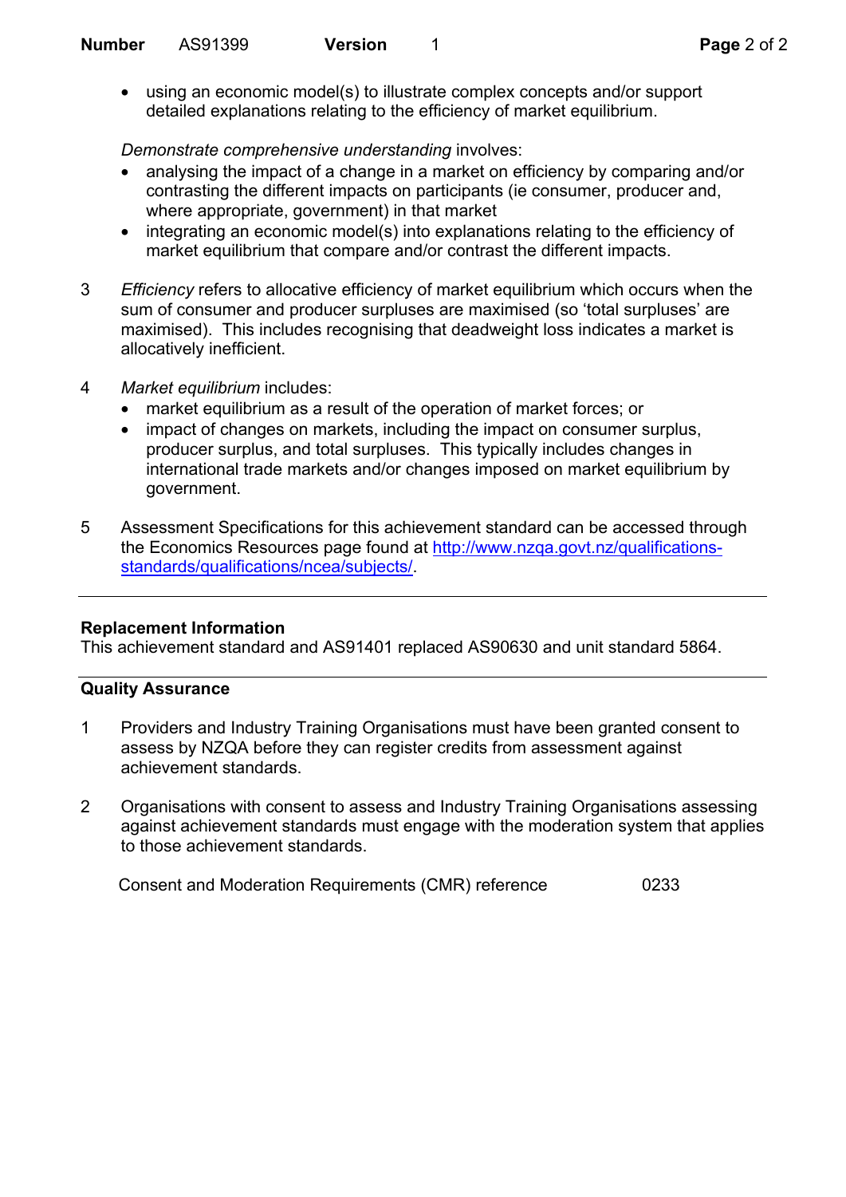- using an economic model(s) to illustrate complex concepts and/or support detailed explanations relating to the efficiency of market equilibrium.

*Demonstrate comprehensive understanding* involves:

- analysing the impact of a change in a market on efficiency by comparing and/or contrasting the different impacts on participants (ie consumer, producer and, where appropriate, government) in that market
- integrating an economic model(s) into explanations relating to the efficiency of market equilibrium that compare and/or contrast the different impacts.

3 *Efficiency* refers to allocative efficiency of market equilibrium which occurs when the sum of consumer and producer surpluses are maximised (so 'total surpluses' are maximised). This includes recognising that deadweight loss indicates a market is allocatively inefficient.

4 *Market equilibrium* includes:

- market equilibrium as a result of the operation of market forces; or
- impact of changes on markets, including the impact on consumer surplus, producer surplus, and total surpluses. This typically includes changes in international trade markets and/or changes imposed on market equilibrium by government.

5 Assessment Specifications for this achievement standard can be accessed through the Economics Resources page found at http://www.nzqa.govt.nz/qualifications-standards/qualifications/ncea/subjects/.

---

**Replacement Information**

This achievement standard and AS91401 replaced AS90630 and unit standard 5864.

---

**Quality Assurance**

1 Providers and Industry Training Organisations must have been granted consent to assess by NZQA before they can register credits from assessment against achievement standards.

2 Organisations with consent to assess and Industry Training Organisations assessing against achievement standards must engage with the moderation system that applies to those achievement standards.

Consent and Moderation Requirements (CMR) reference 0233